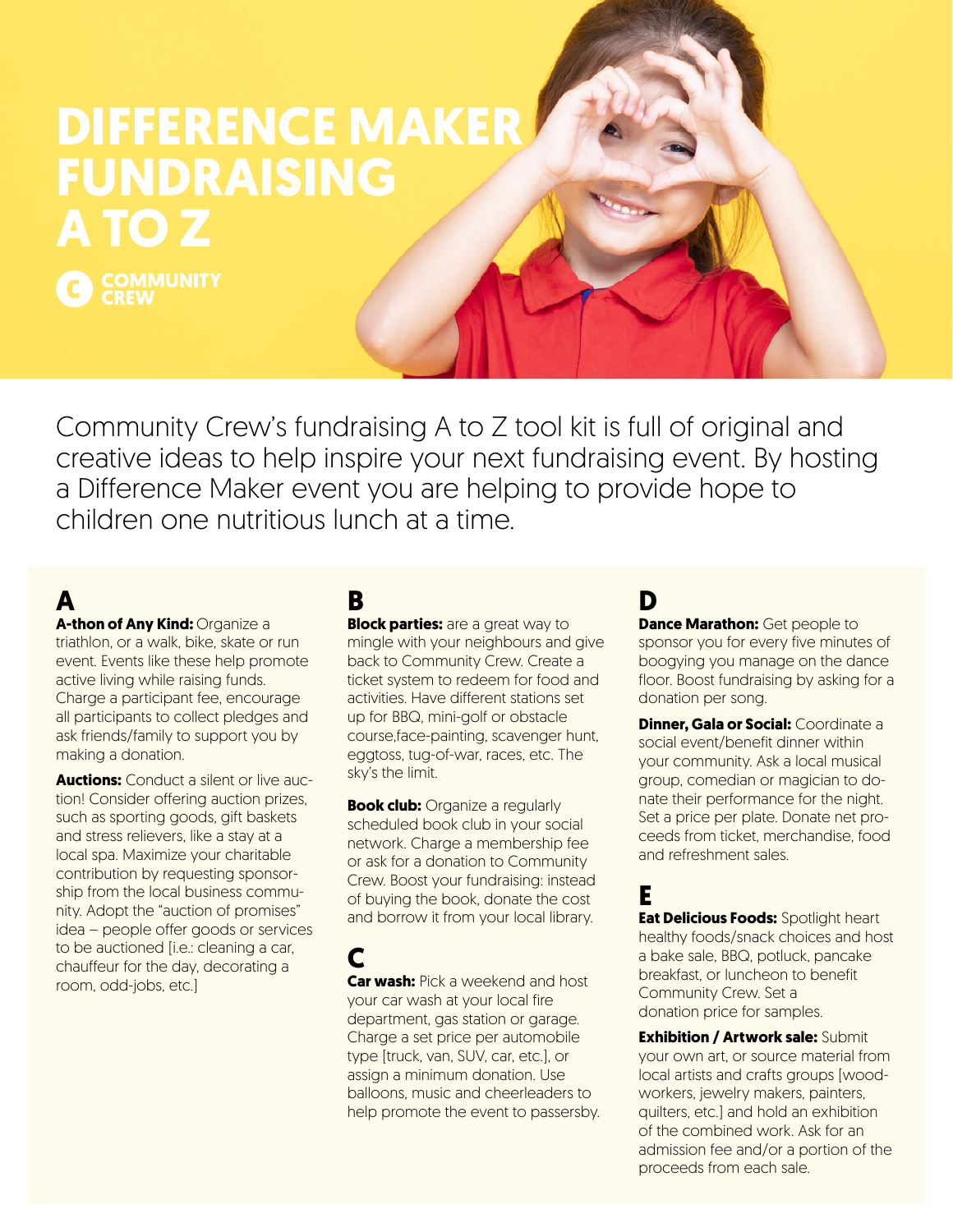# DIFFERENCE MAKER FUNDRAISING A TO Z

COMMUNITY CREW

Community Crew's fundraising A to Z tool kit is full of original and creative ideas to help inspire your next fundraising event. By hosting a Difference Maker event you are helping to provide hope to children one nutritious lunch at a time.

## A

**A-thon of Any Kind:** Organize a triathlon, or a walk, bike, skate or run event. Events like these help promote active living while raising funds. Charge a participant fee, encourage all participants to collect pledges and ask friends/family to support you by making a donation.

**Auctions:** Conduct a silent or live auction! Consider offering auction prizes, such as sporting goods, gift baskets and stress relievers, like a stay at a local spa. Maximize your charitable contribution by requesting sponsorship from the local business community. Adopt the "auction of promises" idea – people offer goods or services to be auctioned [i.e.: cleaning a car, chauffeur for the day, decorating a room, odd-jobs, etc.]

## B

**Block parties:** are a great way to mingle with your neighbours and give back to Community Crew. Create a ticket system to redeem for food and activities. Have different stations set up for BBQ, mini-golf or obstacle course,face-painting, scavenger hunt, eggtoss, tug-of-war, races, etc. The sky's the limit.

**Book club:** Organize a regularly scheduled book club in your social network. Charge a membership fee or ask for a donation to Community Crew. Boost your fundraising: instead of buying the book, donate the cost and borrow it from your local library.

## C

**Car wash:** Pick a weekend and host your car wash at your local fire department, gas station or garage. Charge a set price per automobile type [truck, van, SUV, car, etc.], or assign a minimum donation. Use balloons, music and cheerleaders to help promote the event to passersby.

## D

**Dance Marathon:** Get people to sponsor you for every five minutes of boogying you manage on the dance floor. Boost fundraising by asking for a donation per song.

**Dinner, Gala or Social:** Coordinate a social event/benefit dinner within your community. Ask a local musical group, comedian or magician to donate their performance for the night. Set a price per plate. Donate net proceeds from ticket, merchandise, food and refreshment sales.

## E

**Eat Delicious Foods:** Spotlight heart healthy foods/snack choices and host a bake sale, BBQ, potluck, pancake breakfast, or luncheon to benefit Community Crew. Set a donation price for samples.

**Exhibition / Artwork sale:** Submit your own art, or source material from local artists and crafts groups [woodworkers, jewelry makers, painters, quilters, etc.] and hold an exhibition of the combined work. Ask for an admission fee and/or a portion of the proceeds from each sale.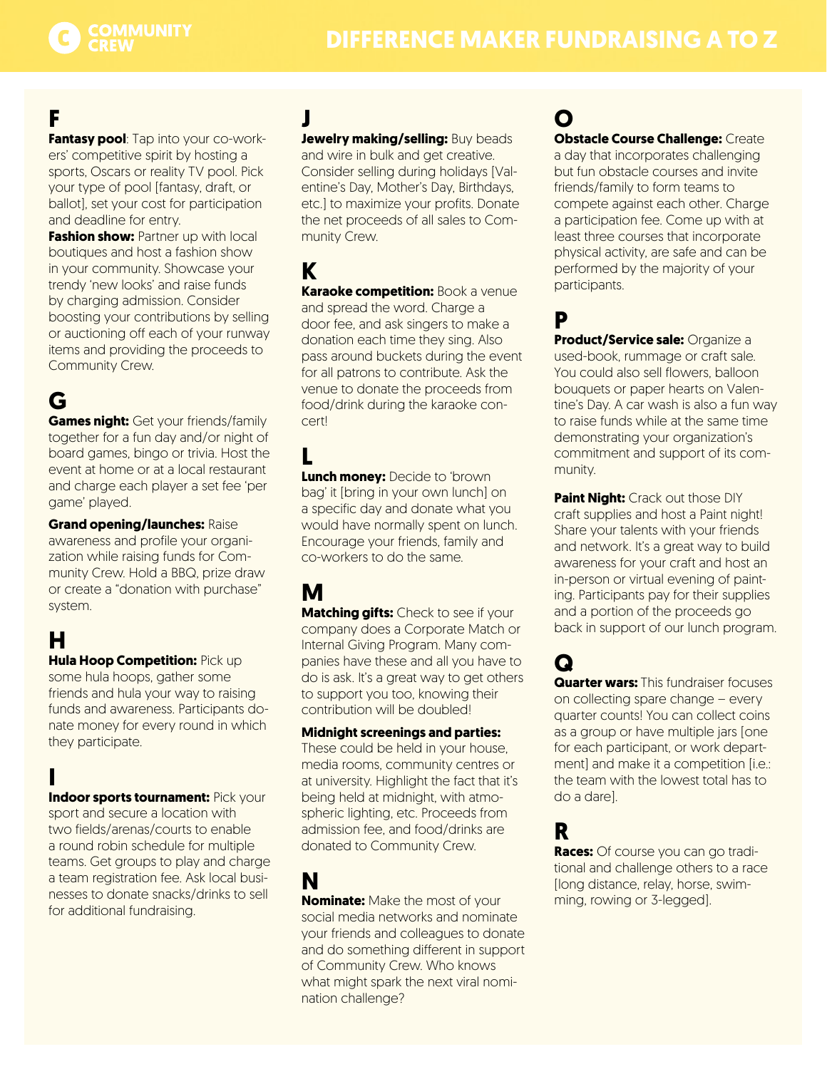# DIFFERENCE MAKER FUNDRAISING A TO Z

## F

**Fantasy pool**: Tap into your co-workers' competitive spirit by hosting a sports, Oscars or reality TV pool. Pick your type of pool [fantasy, draft, or ballot], set your cost for participation and deadline for entry.

**Fashion show:** Partner up with local boutiques and host a fashion show in your community. Showcase your trendy 'new looks' and raise funds by charging admission. Consider boosting your contributions by selling or auctioning off each of your runway items and providing the proceeds to Community Crew.

## G

**Games night:** Get your friends/family together for a fun day and/or night of board games, bingo or trivia. Host the event at home or at a local restaurant and charge each player a set fee 'per game' played.

**Grand opening/launches:** Raise awareness and profile your organization while raising funds for Community Crew. Hold a BBQ, prize draw or create a "donation with purchase" system.

## H

**Hula Hoop Competition:** Pick up some hula hoops, gather some friends and hula your way to raising funds and awareness. Participants donate money for every round in which they participate.

## I

**Indoor sports tournament:** Pick your sport and secure a location with two fields/arenas/courts to enable a round robin schedule for multiple teams. Get groups to play and charge a team registration fee. Ask local businesses to donate snacks/drinks to sell for additional fundraising.

## J

**Jewelry making/selling:** Buy beads and wire in bulk and get creative. Consider selling during holidays [Valentine's Day, Mother's Day, Birthdays, etc.] to maximize your profits. Donate the net proceeds of all sales to Community Crew.

## K

**Karaoke competition:** Book a venue and spread the word. Charge a door fee, and ask singers to make a donation each time they sing. Also pass around buckets during the event for all patrons to contribute. Ask the venue to donate the proceeds from food/drink during the karaoke concert!

## L

**Lunch money:** Decide to 'brown bag' it [bring in your own lunch] on a specific day and donate what you would have normally spent on lunch. Encourage your friends, family and co-workers to do the same.

## M

**Matching gifts:** Check to see if your company does a Corporate Match or Internal Giving Program. Many companies have these and all you have to do is ask. It's a great way to get others to support you too, knowing their contribution will be doubled!

**Midnight screenings and parties:** These could be held in your house, media rooms, community centres or at university. Highlight the fact that it's being held at midnight, with atmospheric lighting, etc. Proceeds from admission fee, and food/drinks are donated to Community Crew.

## N

**Nominate:** Make the most of your social media networks and nominate your friends and colleagues to donate and do something different in support of Community Crew. Who knows what might spark the next viral nomination challenge?

## O

**Obstacle Course Challenge:** Create a day that incorporates challenging but fun obstacle courses and invite friends/family to form teams to compete against each other. Charge a participation fee. Come up with at least three courses that incorporate physical activity, are safe and can be performed by the majority of your participants.

## P

**Product/Service sale:** Organize a used-book, rummage or craft sale. You could also sell flowers, balloon bouquets or paper hearts on Valentine's Day. A car wash is also a fun way to raise funds while at the same time demonstrating your organization's commitment and support of its community.

**Paint Night:** Crack out those DIY craft supplies and host a Paint night! Share your talents with your friends and network. It's a great way to build awareness for your craft and host an in-person or virtual evening of painting. Participants pay for their supplies and a portion of the proceeds go back in support of our lunch program.

## Q

**Quarter wars:** This fundraiser focuses on collecting spare change – every quarter counts! You can collect coins as a group or have multiple jars [one for each participant, or work department] and make it a competition [i.e.: the team with the lowest total has to do a dare].

## R

**Races:** Of course you can go traditional and challenge others to a race [long distance, relay, horse, swimming, rowing or 3-legged].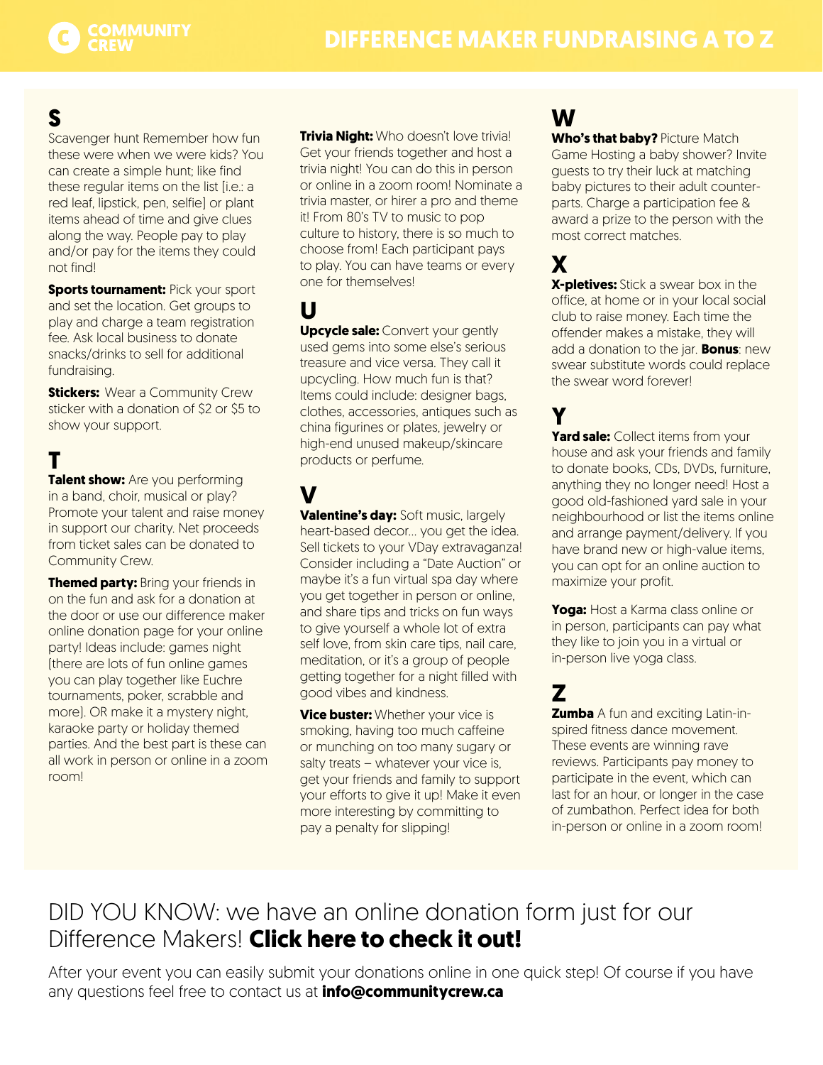## S

Scavenger hunt Remember how fun these were when we were kids? You can create a simple hunt; like find these regular items on the list [i.e.: a red leaf, lipstick, pen, selfie] or plant items ahead of time and give clues along the way. People pay to play and/or pay for the items they could not find!

**Sports tournament:** Pick your sport and set the location. Get groups to play and charge a team registration fee. Ask local business to donate snacks/drinks to sell for additional fundraising.

**Stickers:** Wear a Community Crew sticker with a donation of $2 or $5 to show your support.

## T

**Talent show:** Are you performing in a band, choir, musical or play? Promote your talent and raise money in support our charity. Net proceeds from ticket sales can be donated to Community Crew.

**Themed party:** Bring your friends in on the fun and ask for a donation at the door or use our difference maker online donation page for your online party! Ideas include: games night [there are lots of fun online games you can play together like Euchre tournaments, poker, scrabble and more]. OR make it a mystery night, karaoke party or holiday themed parties. And the best part is these can all work in person or online in a zoom room!

**Trivia Night:** Who doesn't love trivia! Get your friends together and host a trivia night! You can do this in person or online in a zoom room! Nominate a trivia master, or hirer a pro and theme it! From 80's TV to music to pop culture to history, there is so much to choose from! Each participant pays to play. You can have teams or every one for themselves!

## U

**Upcycle sale:** Convert your gently used gems into some else's serious treasure and vice versa. They call it upcycling. How much fun is that? Items could include: designer bags, clothes, accessories, antiques such as china figurines or plates, jewelry or high-end unused makeup/skincare products or perfume.

## V

**Valentine's day:** Soft music, largely heart-based decor… you get the idea. Sell tickets to your VDay extravaganza! Consider including a "Date Auction" or maybe it's a fun virtual spa day where you get together in person or online, and share tips and tricks on fun ways to give yourself a whole lot of extra self love, from skin care tips, nail care, meditation, or it's a group of people getting together for a night filled with good vibes and kindness.

**Vice buster:** Whether your vice is smoking, having too much caffeine or munching on too many sugary or salty treats – whatever your vice is, get your friends and family to support your efforts to give it up! Make it even more interesting by committing to pay a penalty for slipping!

## W

**Who's that baby?** Picture Match Game Hosting a baby shower? Invite guests to try their luck at matching baby pictures to their adult counter-parts. Charge a participation fee & award a prize to the person with the most correct matches.

## X

**X-pletives:** Stick a swear box in the office, at home or in your local social club to raise money. Each time the offender makes a mistake, they will add a donation to the jar. **Bonus**: new swear substitute words could replace the swear word forever!

## Y

**Yard sale:** Collect items from your house and ask your friends and family to donate books, CDs, DVDs, furniture, anything they no longer need! Host a good old-fashioned yard sale in your neighbourhood or list the items online and arrange payment/delivery. If you have brand new or high-value items, you can opt for an online auction to maximize your profit.

**Yoga:** Host a Karma class online or in person, participants can pay what they like to join you in a virtual or in-person live yoga class.

## Z

**Zumba** A fun and exciting Latin-in-spired fitness dance movement. These events are winning rave reviews. Participants pay money to participate in the event, which can last for an hour, or longer in the case of zumbathon. Perfect idea for both in-person or online in a zoom room!

DID YOU KNOW: we have an online donation form just for our Difference Makers! **Click here to check it out!**

After your event you can easily submit your donations online in one quick step! Of course if you have any questions feel free to contact us at **info@communitycrew.ca**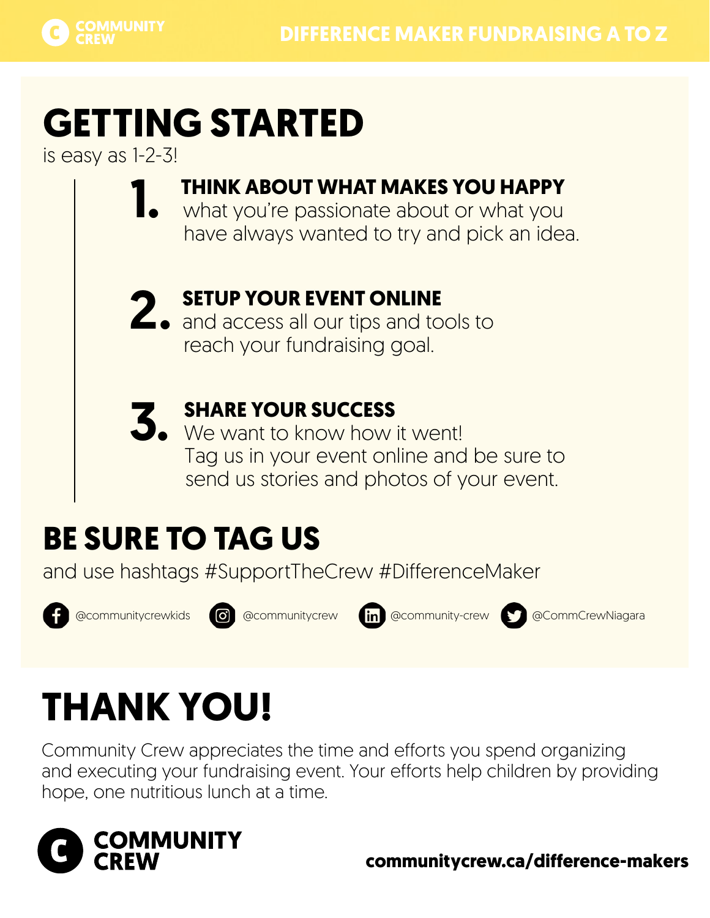# GETTING STARTED

is easy as 1-2-3!

1. **THINK ABOUT WHAT MAKES YOU HAPPY**
   what you're passionate about or what you have always wanted to try and pick an idea.

2. **SETUP YOUR EVENT ONLINE**
   and access all our tips and tools to reach your fundraising goal.

3. **SHARE YOUR SUCCESS**
   We want to know how it went!
   Tag us in your event online and be sure to send us stories and photos of your event.

## BE SURE TO TAG US

and use hashtags #SupportTheCrew #DifferenceMaker

@communitycrewkids @communitycrew @community-crew @CommCrewNiagara

# THANK YOU!

Community Crew appreciates the time and efforts you spend organizing and executing your fundraising event. Your efforts help children by providing hope, one nutritious lunch at a time.

**COMMUNITY CREW**

**communitycrew.ca/difference-makers**